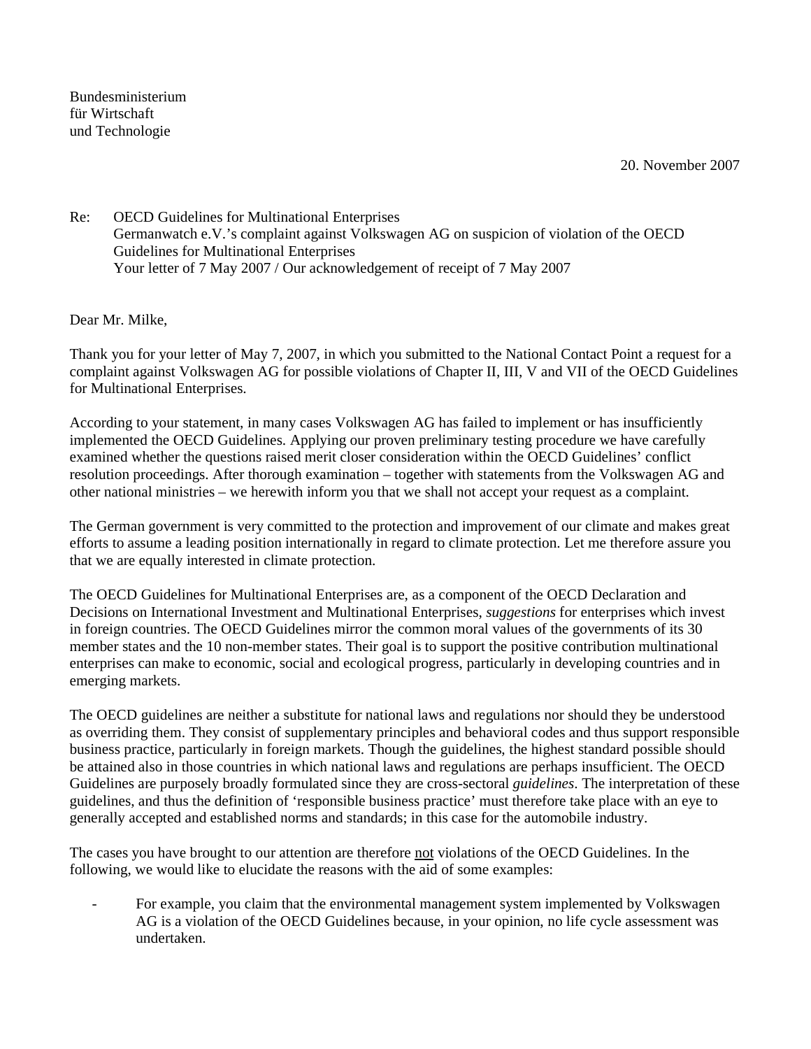Bundesministerium
für Wirtschaft
und Technologie

20. November 2007

Re: OECD Guidelines for Multinational Enterprises
Germanwatch e.V.'s complaint against Volkswagen AG on suspicion of violation of the OECD Guidelines for Multinational Enterprises
Your letter of 7 May 2007 / Our acknowledgement of receipt of 7 May 2007

Dear Mr. Milke,

Thank you for your letter of May 7, 2007, in which you submitted to the National Contact Point a request for a complaint against Volkswagen AG for possible violations of Chapter II, III, V and VII of the OECD Guidelines for Multinational Enterprises.

According to your statement, in many cases Volkswagen AG has failed to implement or has insufficiently implemented the OECD Guidelines. Applying our proven preliminary testing procedure we have carefully examined whether the questions raised merit closer consideration within the OECD Guidelines' conflict resolution proceedings. After thorough examination – together with statements from the Volkswagen AG and other national ministries – we herewith inform you that we shall not accept your request as a complaint.

The German government is very committed to the protection and improvement of our climate and makes great efforts to assume a leading position internationally in regard to climate protection. Let me therefore assure you that we are equally interested in climate protection.

The OECD Guidelines for Multinational Enterprises are, as a component of the OECD Declaration and Decisions on International Investment and Multinational Enterprises, *suggestions* for enterprises which invest in foreign countries. The OECD Guidelines mirror the common moral values of the governments of its 30 member states and the 10 non-member states. Their goal is to support the positive contribution multinational enterprises can make to economic, social and ecological progress, particularly in developing countries and in emerging markets.

The OECD guidelines are neither a substitute for national laws and regulations nor should they be understood as overriding them. They consist of supplementary principles and behavioral codes and thus support responsible business practice, particularly in foreign markets. Though the guidelines, the highest standard possible should be attained also in those countries in which national laws and regulations are perhaps insufficient. The OECD Guidelines are purposely broadly formulated since they are cross-sectoral *guidelines*. The interpretation of these guidelines, and thus the definition of 'responsible business practice' must therefore take place with an eye to generally accepted and established norms and standards; in this case for the automobile industry.

The cases you have brought to our attention are therefore <u>not</u> violations of the OECD Guidelines. In the following, we would like to elucidate the reasons with the aid of some examples:

- For example, you claim that the environmental management system implemented by Volkswagen AG is a violation of the OECD Guidelines because, in your opinion, no life cycle assessment was undertaken.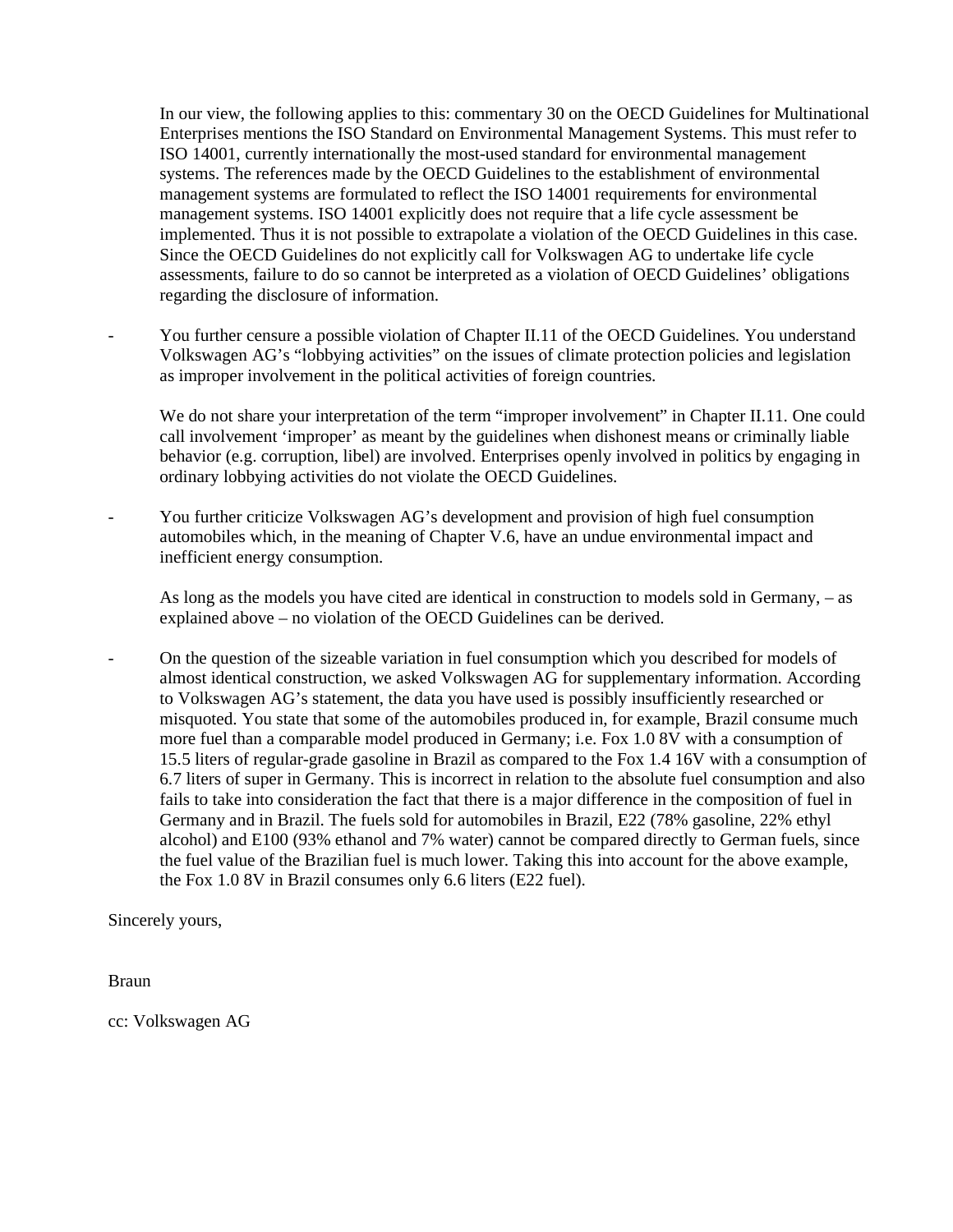In our view, the following applies to this: commentary 30 on the OECD Guidelines for Multinational Enterprises mentions the ISO Standard on Environmental Management Systems. This must refer to ISO 14001, currently internationally the most-used standard for environmental management systems. The references made by the OECD Guidelines to the establishment of environmental management systems are formulated to reflect the ISO 14001 requirements for environmental management systems. ISO 14001 explicitly does not require that a life cycle assessment be implemented. Thus it is not possible to extrapolate a violation of the OECD Guidelines in this case. Since the OECD Guidelines do not explicitly call for Volkswagen AG to undertake life cycle assessments, failure to do so cannot be interpreted as a violation of OECD Guidelines' obligations regarding the disclosure of information.

- You further censure a possible violation of Chapter II.11 of the OECD Guidelines. You understand Volkswagen AG's "lobbying activities" on the issues of climate protection policies and legislation as improper involvement in the political activities of foreign countries.

  We do not share your interpretation of the term "improper involvement" in Chapter II.11. One could call involvement 'improper' as meant by the guidelines when dishonest means or criminally liable behavior (e.g. corruption, libel) are involved. Enterprises openly involved in politics by engaging in ordinary lobbying activities do not violate the OECD Guidelines.

- You further criticize Volkswagen AG's development and provision of high fuel consumption automobiles which, in the meaning of Chapter V.6, have an undue environmental impact and inefficient energy consumption.

  As long as the models you have cited are identical in construction to models sold in Germany, – as explained above – no violation of the OECD Guidelines can be derived.

- On the question of the sizeable variation in fuel consumption which you described for models of almost identical construction, we asked Volkswagen AG for supplementary information. According to Volkswagen AG's statement, the data you have used is possibly insufficiently researched or misquoted. You state that some of the automobiles produced in, for example, Brazil consume much more fuel than a comparable model produced in Germany; i.e. Fox 1.0 8V with a consumption of 15.5 liters of regular-grade gasoline in Brazil as compared to the Fox 1.4 16V with a consumption of 6.7 liters of super in Germany. This is incorrect in relation to the absolute fuel consumption and also fails to take into consideration the fact that there is a major difference in the composition of fuel in Germany and in Brazil. The fuels sold for automobiles in Brazil, E22 (78% gasoline, 22% ethyl alcohol) and E100 (93% ethanol and 7% water) cannot be compared directly to German fuels, since the fuel value of the Brazilian fuel is much lower. Taking this into account for the above example, the Fox 1.0 8V in Brazil consumes only 6.6 liters (E22 fuel).

Sincerely yours,

Braun

cc: Volkswagen AG